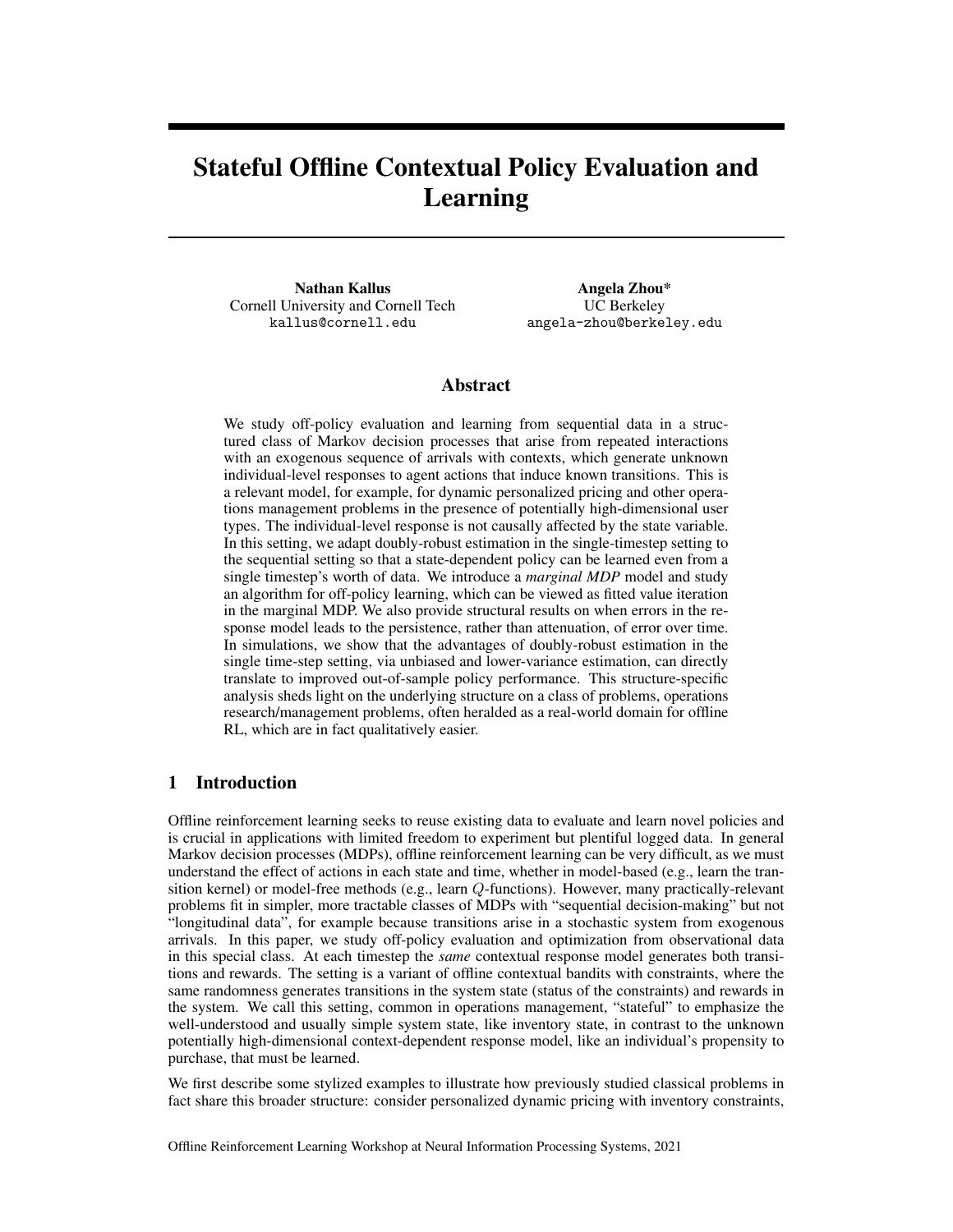# Stateful Offline Contextual Policy Evaluation and Learning

**Nathan Kallus**
Cornell University and Cornell Tech
`kallus@cornell.edu`

**Angela Zhou***
UC Berkeley
`angela-zhou@berkeley.edu`

## Abstract

We study off-policy evaluation and learning from sequential data in a structured class of Markov decision processes that arise from repeated interactions with an exogenous sequence of arrivals with contexts, which generate unknown individual-level responses to agent actions that induce known transitions. This is a relevant model, for example, for dynamic personalized pricing and other operations management problems in the presence of potentially high-dimensional user types. The individual-level response is not causally affected by the state variable. In this setting, we adapt doubly-robust estimation in the single-timestep setting to the sequential setting so that a state-dependent policy can be learned even from a single timestep's worth of data. We introduce a *marginal MDP* model and study an algorithm for off-policy learning, which can be viewed as fitted value iteration in the marginal MDP. We also provide structural results on when errors in the response model leads to the persistence, rather than attenuation, of error over time. In simulations, we show that the advantages of doubly-robust estimation in the single time-step setting, via unbiased and lower-variance estimation, can directly translate to improved out-of-sample policy performance. This structure-specific analysis sheds light on the underlying structure on a class of problems, operations research/management problems, often heralded as a real-world domain for offline RL, which are in fact qualitatively easier.

## 1 Introduction

Offline reinforcement learning seeks to reuse existing data to evaluate and learn novel policies and is crucial in applications with limited freedom to experiment but plentiful logged data. In general Markov decision processes (MDPs), offline reinforcement learning can be very difficult, as we must understand the effect of actions in each state and time, whether in model-based (e.g., learn the transition kernel) or model-free methods (e.g., learn $Q$-functions). However, many practically-relevant problems fit in simpler, more tractable classes of MDPs with "sequential decision-making" but not "longitudinal data", for example because transitions arise in a stochastic system from exogenous arrivals. In this paper, we study off-policy evaluation and optimization from observational data in this special class. At each timestep the *same* contextual response model generates both transitions and rewards. The setting is a variant of offline contextual bandits with constraints, where the same randomness generates transitions in the system state (status of the constraints) and rewards in the system. We call this setting, common in operations management, "stateful" to emphasize the well-understood and usually simple system state, like inventory state, in contrast to the unknown potentially high-dimensional context-dependent response model, like an individual's propensity to purchase, that must be learned.

We first describe some stylized examples to illustrate how previously studied classical problems in fact share this broader structure: consider personalized dynamic pricing with inventory constraints,

Offline Reinforcement Learning Workshop at Neural Information Processing Systems, 2021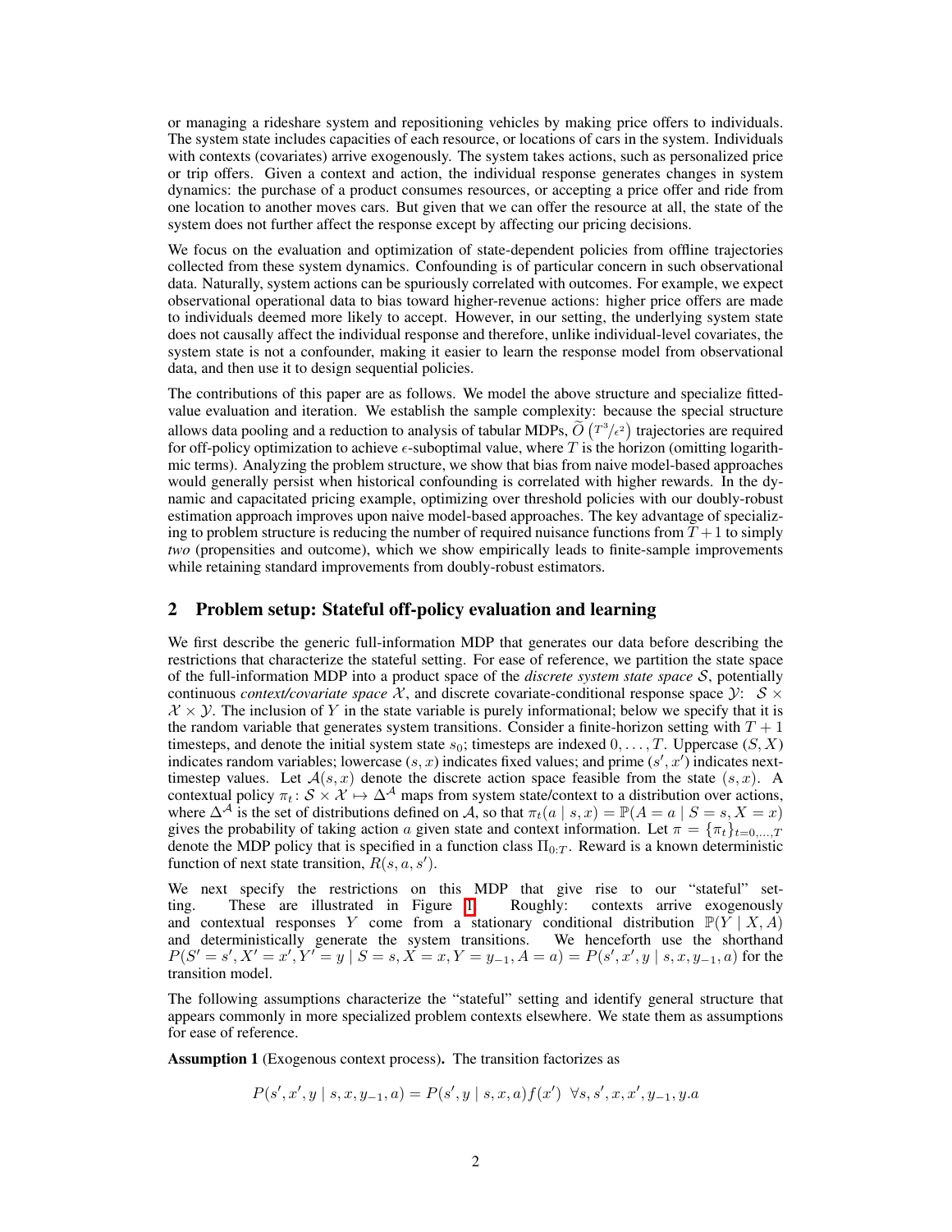or managing a rideshare system and repositioning vehicles by making price offers to individuals. The system state includes capacities of each resource, or locations of cars in the system. Individuals with contexts (covariates) arrive exogenously. The system takes actions, such as personalized price or trip offers. Given a context and action, the individual response generates changes in system dynamics: the purchase of a product consumes resources, or accepting a price offer and ride from one location to another moves cars. But given that we can offer the resource at all, the state of the system does not further affect the response except by affecting our pricing decisions.

We focus on the evaluation and optimization of state-dependent policies from offline trajectories collected from these system dynamics. Confounding is of particular concern in such observational data. Naturally, system actions can be spuriously correlated with outcomes. For example, we expect observational operational data to bias toward higher-revenue actions: higher price offers are made to individuals deemed more likely to accept. However, in our setting, the underlying system state does not causally affect the individual response and therefore, unlike individual-level covariates, the system state is not a confounder, making it easier to learn the response model from observational data, and then use it to design sequential policies.

The contributions of this paper are as follows. We model the above structure and specialize fitted-value evaluation and iteration. We establish the sample complexity: because the special structure allows data pooling and a reduction to analysis of tabular MDPs, $\widetilde{O}\left(T^3/\epsilon^2\right)$ trajectories are required for off-policy optimization to achieve $\epsilon$-suboptimal value, where $T$ is the horizon (omitting logarithmic terms). Analyzing the problem structure, we show that bias from naive model-based approaches would generally persist when historical confounding is correlated with higher rewards. In the dynamic and capacitated pricing example, optimizing over threshold policies with our doubly-robust estimation approach improves upon naive model-based approaches. The key advantage of specializing to problem structure is reducing the number of required nuisance functions from $T+1$ to simply *two* (propensities and outcome), which we show empirically leads to finite-sample improvements while retaining standard improvements from doubly-robust estimators.

## 2 Problem setup: Stateful off-policy evaluation and learning

We first describe the generic full-information MDP that generates our data before describing the restrictions that characterize the stateful setting. For ease of reference, we partition the state space of the full-information MDP into a product space of the *discrete system state space* $\mathcal{S}$, potentially continuous *context/covariate space* $\mathcal{X}$, and discrete covariate-conditional response space $\mathcal{Y}$: $\mathcal{S} \times \mathcal{X} \times \mathcal{Y}$. The inclusion of $Y$ in the state variable is purely informational; below we specify that it is the random variable that generates system transitions. Consider a finite-horizon setting with $T+1$ timesteps, and denote the initial system state $s_0$; timesteps are indexed $0, \ldots, T$. Uppercase $(S, X)$ indicates random variables; lowercase $(s, x)$ indicates fixed values; and prime $(s', x')$ indicates next-timestep values. Let $\mathcal{A}(s, x)$ denote the discrete action space feasible from the state $(s, x)$. A contextual policy $\pi_t \colon \mathcal{S} \times \mathcal{X} \mapsto \Delta^{\mathcal{A}}$ maps from system state/context to a distribution over actions, where $\Delta^{\mathcal{A}}$ is the set of distributions defined on $\mathcal{A}$, so that $\pi_t(a \mid s, x) = \mathbb{P}(A = a \mid S = s, X = x)$ gives the probability of taking action $a$ given state and context information. Let $\pi = \{\pi_t\}_{t=0,\ldots,T}$ denote the MDP policy that is specified in a function class $\Pi_{0:T}$. Reward is a known deterministic function of next state transition, $R(s, a, s')$.

We next specify the restrictions on this MDP that give rise to our "stateful" setting. These are illustrated in Figure 1. Roughly: contexts arrive exogenously and contextual responses $Y$ come from a stationary conditional distribution $\mathbb{P}(Y \mid X, A)$ and deterministically generate the system transitions. We henceforth use the shorthand $P(S' = s', X' = x', Y' = y \mid S = s, X = x, Y = y_{-1}, A = a) = P(s', x', y \mid s, x, y_{-1}, a)$ for the transition model.

The following assumptions characterize the "stateful" setting and identify general structure that appears commonly in more specialized problem contexts elsewhere. We state them as assumptions for ease of reference.

**Assumption 1** (Exogenous context process)**.** The transition factorizes as

$$P(s', x', y \mid s, x, y_{-1}, a) = P(s', y \mid s, x, a) f(x') \;\; \forall s, s', x, x', y_{-1}, y.a$$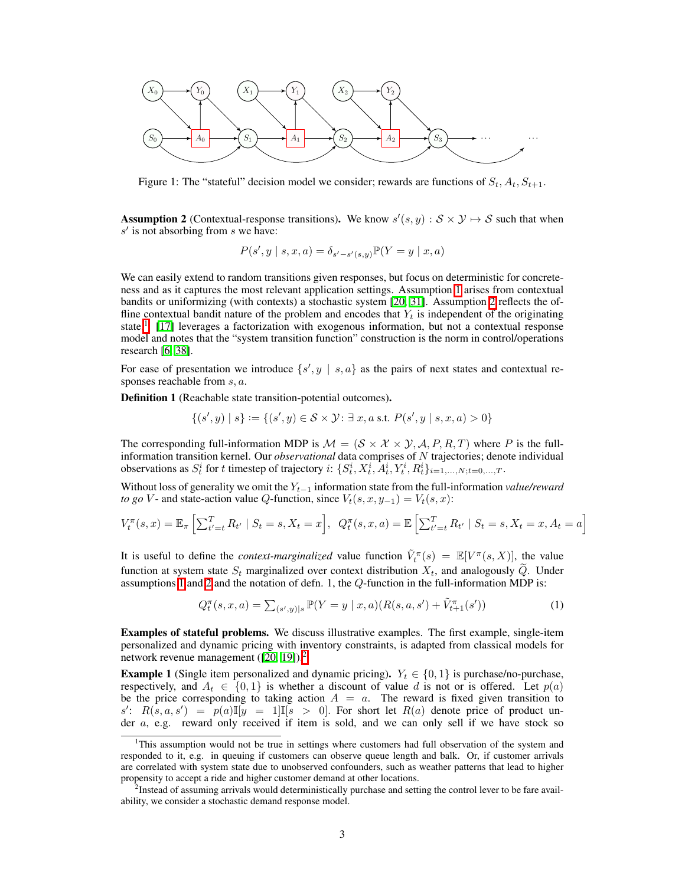Figure 1: The "stateful" decision model we consider; rewards are functions of $S_t, A_t, S_{t+1}$.

**Assumption 2** (Contextual-response transitions)**.** We know $s'(s,y) : \mathcal{S} \times \mathcal{Y} \mapsto \mathcal{S}$ such that when $s'$ is not absorbing from $s$ we have:

$$P(s', y \mid s, x, a) = \delta_{s' - s'(s,y)} \mathbb{P}(Y = y \mid x, a)$$

We can easily extend to random transitions given responses, but focus on deterministic for concreteness and as it captures the most relevant application settings. Assumption 1 arises from contextual bandits or uniformizing (with contexts) a stochastic system [20, 31]. Assumption 2 reflects the offline contextual bandit nature of the problem and encodes that $Y_t$ is independent of the originating state.[1] [17] leverages a factorization with exogenous information, but not a contextual response model and notes that the "system transition function" construction is the norm in control/operations research [6, 38].

For ease of presentation we introduce $\{s', y \mid s, a\}$ as the pairs of next states and contextual responses reachable from $s, a$.

**Definition 1** (Reachable state transition-potential outcomes)**.**

$$\{(s', y) \mid s\} := \{(s', y) \in \mathcal{S} \times \mathcal{Y} \colon \exists\, x, a \text{ s.t. } P(s', y \mid s, x, a) > 0\}$$

The corresponding full-information MDP is $\mathcal{M} = (\mathcal{S} \times \mathcal{X} \times \mathcal{Y}, \mathcal{A}, P, R, T)$ where $P$ is the full-information transition kernel. Our *observational* data comprises of $N$ trajectories; denote individual observations as $S_t^i$ for $t$ timestep of trajectory $i$: $\{S_t^i, X_t^i, A_t^i, Y_t^i, R_t^i\}_{i=1,\ldots,N; t=0,\ldots,T}$.

Without loss of generality we omit the $Y_{t-1}$ information state from the full-information *value/reward to go* $V$- and state-action value $Q$-function, since $V_t(s, x, y_{-1}) = V_t(s, x)$:

$$V_t^\pi(s, x) = \mathbb{E}_\pi \left[ \textstyle\sum_{t'=t}^T R_{t'} \mid S_t = s, X_t = x \right], \;\; Q_t^\pi(s, x, a) = \mathbb{E}\left[ \textstyle\sum_{t'=t}^T R_{t'} \mid S_t = s, X_t = x, A_t = a \right]$$

It is useful to define the *context-marginalized* value function $\tilde{V}_t^\pi(s) = \mathbb{E}[V^\pi(s, X)]$, the value function at system state $S_t$ marginalized over context distribution $X_t$, and analogously $\widetilde{Q}$. Under assumptions 1 and 2 and the notation of defn. 1, the $Q$-function in the full-information MDP is:

$$Q_t^\pi(s, x, a) = \textstyle\sum_{(s', y) \mid s} \mathbb{P}(Y = y \mid x, a)(R(s, a, s') + \tilde{V}_{t+1}^\pi(s')) \tag{1}$$

**Examples of stateful problems.** We discuss illustrative examples. The first example, single-item personalized and dynamic pricing with inventory constraints, is adapted from classical models for network revenue management ([20, 19]).[2]

**Example 1** (Single item personalized and dynamic pricing)**.** $Y_t \in \{0, 1\}$ is purchase/no-purchase, respectively, and $A_t \in \{0, 1\}$ is whether a discount of value $d$ is not or is offered. Let $p(a)$ be the price corresponding to taking action $A = a$. The reward is fixed given transition to $s'$: $R(s, a, s') = p(a)\mathbb{I}[y = 1]\mathbb{I}[s > 0]$. For short let $R(a)$ denote price of product under $a$, e.g. reward only received if item is sold, and we can only sell if we have stock so

---

[1] This assumption would not be true in settings where customers had full observation of the system and responded to it, e.g. in queuing if customers can observe queue length and balk. Or, if customer arrivals are correlated with system state due to unobserved confounders, such as weather patterns that lead to higher propensity to accept a ride and higher customer demand at other locations.

[2] Instead of assuming arrivals would deterministically purchase and setting the control lever to be fare availability, we consider a stochastic demand response model.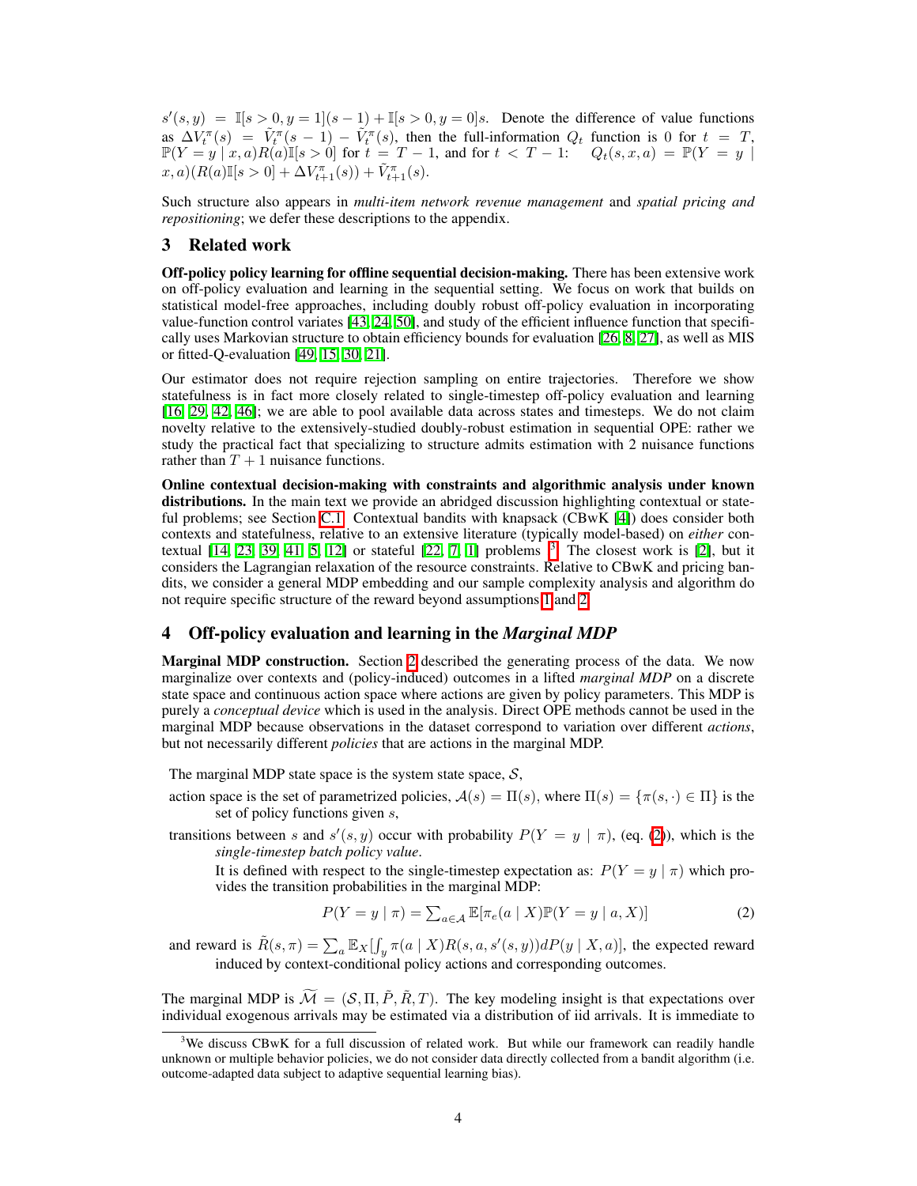$s'(s,y) = \mathbb{I}[s>0, y=1](s-1) + \mathbb{I}[s>0, y=0]s$. Denote the difference of value functions as $\Delta V_t^\pi(s) = \tilde{V}_t^\pi(s-1) - \tilde{V}_t^\pi(s)$, then the full-information $Q_t$ function is 0 for $t = T$, $\mathbb{P}(Y = y \mid x, a)R(a)\mathbb{I}[s > 0]$ for $t = T-1$, and for $t < T-1$: $\quad Q_t(s,x,a) = \mathbb{P}(Y = y \mid x, a)(R(a)\mathbb{I}[s>0] + \Delta V_{t+1}^\pi(s)) + \tilde{V}_{t+1}^\pi(s)$.

Such structure also appears in *multi-item network revenue management* and *spatial pricing and repositioning*; we defer these descriptions to the appendix.

## 3 Related work

**Off-policy policy learning for offline sequential decision-making.** There has been extensive work on off-policy evaluation and learning in the sequential setting. We focus on work that builds on statistical model-free approaches, including doubly robust off-policy evaluation in incorporating value-function control variates [43, 24, 50], and study of the efficient influence function that specifically uses Markovian structure to obtain efficiency bounds for evaluation [26, 8, 27], as well as MIS or fitted-Q-evaluation [49, 15, 30, 21].

Our estimator does not require rejection sampling on entire trajectories. Therefore we show statefulness is in fact more closely related to single-timestep off-policy evaluation and learning [16, 29, 42, 46]; we are able to pool available data across states and timesteps. We do not claim novelty relative to the extensively-studied doubly-robust estimation in sequential OPE: rather we study the practical fact that specializing to structure admits estimation with 2 nuisance functions rather than $T+1$ nuisance functions.

**Online contextual decision-making with constraints and algorithmic analysis under known distributions.** In the main text we provide an abridged discussion highlighting contextual or stateful problems; see Section C.1. Contextual bandits with knapsack (CBwK [4]) does consider both contexts and statefulness, relative to an extensive literature (typically model-based) on *either* contextual [14, 23, 39, 41, 5, 12] or stateful [22, 7, 1] problems [3]. The closest work is [2], but it considers the Lagrangian relaxation of the resource constraints. Relative to CBwK and pricing bandits, we consider a general MDP embedding and our sample complexity analysis and algorithm do not require specific structure of the reward beyond assumptions 1 and 2.

## 4 Off-policy evaluation and learning in the *Marginal MDP*

**Marginal MDP construction.** Section 2 described the generating process of the data. We now marginalize over contexts and (policy-induced) outcomes in a lifted *marginal MDP* on a discrete state space and continuous action space where actions are given by policy parameters. This MDP is purely a *conceptual device* which is used in the analysis. Direct OPE methods cannot be used in the marginal MDP because observations in the dataset correspond to variation over different *actions*, but not necessarily different *policies* that are actions in the marginal MDP.

The marginal MDP state space is the system state space, $\mathcal{S}$,

action space is the set of parametrized policies, $\mathcal{A}(s) = \Pi(s)$, where $\Pi(s) = \{\pi(s, \cdot) \in \Pi\}$ is the set of policy functions given $s$,

transitions between $s$ and $s'(s,y)$ occur with probability $P(Y = y \mid \pi)$, (eq. (2)), which is the *single-timestep batch policy value*.

It is defined with respect to the single-timestep expectation as: $P(Y = y \mid \pi)$ which provides the transition probabilities in the marginal MDP:

$$P(Y = y \mid \pi) = \sum_{a \in \mathcal{A}} \mathbb{E}[\pi_e(a \mid X)\mathbb{P}(Y = y \mid a, X)] \tag{2}$$

and reward is $\tilde{R}(s,\pi) = \sum_a \mathbb{E}_X[\int_y \pi(a \mid X)R(s,a,s'(s,y))dP(y \mid X, a)]$, the expected reward induced by context-conditional policy actions and corresponding outcomes.

The marginal MDP is $\widetilde{\mathcal{M}} = (\mathcal{S}, \Pi, \tilde{P}, \tilde{R}, T)$. The key modeling insight is that expectations over individual exogenous arrivals may be estimated via a distribution of iid arrivals. It is immediate to

[3] We discuss CBwK for a full discussion of related work. But while our framework can readily handle unknown or multiple behavior policies, we do not consider data directly collected from a bandit algorithm (i.e. outcome-adapted data subject to adaptive sequential learning bias).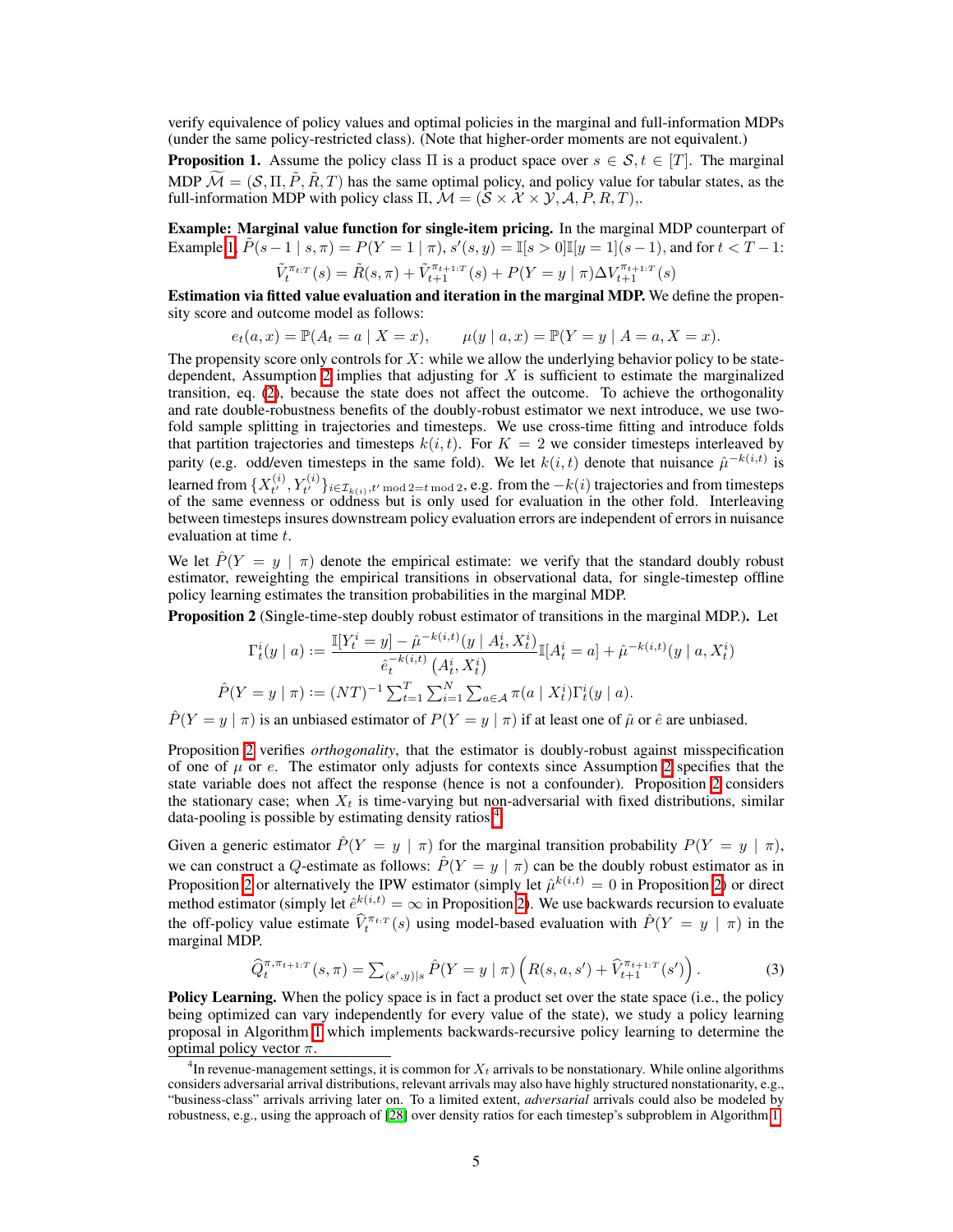verify equivalence of policy values and optimal policies in the marginal and full-information MDPs (under the same policy-restricted class). (Note that higher-order moments are not equivalent.)

**Proposition 1.** Assume the policy class $\Pi$ is a product space over $s \in \mathcal{S}, t \in [T]$. The marginal MDP $\widetilde{\mathcal{M}} = (\mathcal{S}, \Pi, \tilde{P}, \tilde{R}, T)$ has the same optimal policy, and policy value for tabular states, as the full-information MDP with policy class $\Pi$, $\mathcal{M} = (\mathcal{S} \times \mathcal{X} \times \mathcal{Y}, \mathcal{A}, P, R, T)$,.

**Example: Marginal value function for single-item pricing.** In the marginal MDP counterpart of Example 1, $\tilde{P}(s-1 \mid s, \pi) = P(Y=1 \mid \pi)$, $s'(s,y) = \mathbb{I}[s>0]\mathbb{I}[y=1](s-1)$, and for $t < T-1$:

$$\tilde{V}_t^{\pi_{t:T}}(s) = \tilde{R}(s,\pi) + \tilde{V}_{t+1}^{\pi_{t+1:T}}(s) + P(Y=y \mid \pi)\Delta V_{t+1}^{\pi_{t+1:T}}(s)$$

**Estimation via fitted value evaluation and iteration in the marginal MDP.** We define the propensity score and outcome model as follows:

$$e_t(a,x) = \mathbb{P}(A_t = a \mid X = x), \qquad \mu(y \mid a, x) = \mathbb{P}(Y = y \mid A = a, X = x).$$

The propensity score only controls for $X$: while we allow the underlying behavior policy to be state-dependent, Assumption 2 implies that adjusting for $X$ is sufficient to estimate the marginalized transition, eq. (2), because the state does not affect the outcome. To achieve the orthogonality and rate double-robustness benefits of the doubly-robust estimator we next introduce, we use two-fold sample splitting in trajectories and timesteps. We use cross-time fitting and introduce folds that partition trajectories and timesteps $k(i,t)$. For $K=2$ we consider timesteps interleaved by parity (e.g. odd/even timesteps in the same fold). We let $k(i,t)$ denote that nuisance $\hat{\mu}^{-k(i,t)}$ is learned from $\{X_{t'}^{(i)}, Y_{t'}^{(i)}\}_{i \in \mathcal{I}_{k(i)}, t' \bmod 2 = t \bmod 2}$, e.g. from the $-k(i)$ trajectories and from timesteps of the same evenness or oddness but is only used for evaluation in the other fold. Interleaving between timesteps insures downstream policy evaluation errors are independent of errors in nuisance evaluation at time $t$.

We let $\hat{P}(Y=y \mid \pi)$ denote the empirical estimate: we verify that the standard doubly robust estimator, reweighting the empirical transitions in observational data, for single-timestep offline policy learning estimates the transition probabilities in the marginal MDP.

**Proposition 2** (Single-time-step doubly robust estimator of transitions in the marginal MDP.)**.** Let

$$\Gamma_t^i(y \mid a) := \frac{\mathbb{I}[Y_t^i = y] - \hat{\mu}^{-k(i,t)}(y \mid A_t^i, X_t^i)}{\hat{e}_t^{-k(i,t)}(A_t^i, X_t^i)}\mathbb{I}[A_t^i = a] + \hat{\mu}^{-k(i,t)}(y \mid a, X_t^i)$$

$$\hat{P}(Y=y \mid \pi) := (NT)^{-1}\textstyle\sum_{t=1}^T \sum_{i=1}^N \sum_{a \in \mathcal{A}} \pi(a \mid X_t^i)\Gamma_t^i(y \mid a).$$

$\hat{P}(Y=y \mid \pi)$ is an unbiased estimator of $P(Y=y \mid \pi)$ if at least one of $\hat{\mu}$ or $\hat{e}$ are unbiased.

Proposition 2 verifies *orthogonality*, that the estimator is doubly-robust against misspecification of one of $\mu$ or $e$. The estimator only adjusts for contexts since Assumption 2 specifies that the state variable does not affect the response (hence is not a confounder). Proposition 2 considers the stationary case; when $X_t$ is time-varying but non-adversarial with fixed distributions, similar data-pooling is possible by estimating density ratios.[4]

Given a generic estimator $\hat{P}(Y=y \mid \pi)$ for the marginal transition probability $P(Y=y \mid \pi)$, we can construct a $Q$-estimate as follows: $\hat{P}(Y=y \mid \pi)$ can be the doubly robust estimator as in Proposition 2 or alternatively the IPW estimator (simply let $\hat{\mu}^{k(i,t)} = 0$ in Proposition 2) or direct method estimator (simply let $\hat{e}^{k(i,t)} = \infty$ in Proposition 2). We use backwards recursion to evaluate the off-policy value estimate $\widehat{V}_t^{\pi_{t:T}}(s)$ using model-based evaluation with $\hat{P}(Y=y \mid \pi)$ in the marginal MDP.

$$\widehat{Q}_t^{\pi,\pi_{t+1:T}}(s,\pi) = \textstyle\sum_{(s',y)|s} \hat{P}(Y=y \mid \pi)\left(R(s,a,s') + \widehat{V}_{t+1}^{\pi_{t+1:T}}(s')\right). \tag{3}$$

**Policy Learning.** When the policy space is in fact a product set over the state space (i.e., the policy being optimized can vary independently for every value of the state), we study a policy learning proposal in Algorithm 1 which implements backwards-recursive policy learning to determine the optimal policy vector $\pi$.

[4] In revenue-management settings, it is common for $X_t$ arrivals to be nonstationary. While online algorithms considers adversarial arrival distributions, relevant arrivals may also have highly structured nonstationarity, e.g., "business-class" arrivals arriving later on. To a limited extent, *adversarial* arrivals could also be modeled by robustness, e.g., using the approach of [28] over density ratios for each timestep's subproblem in Algorithm 1.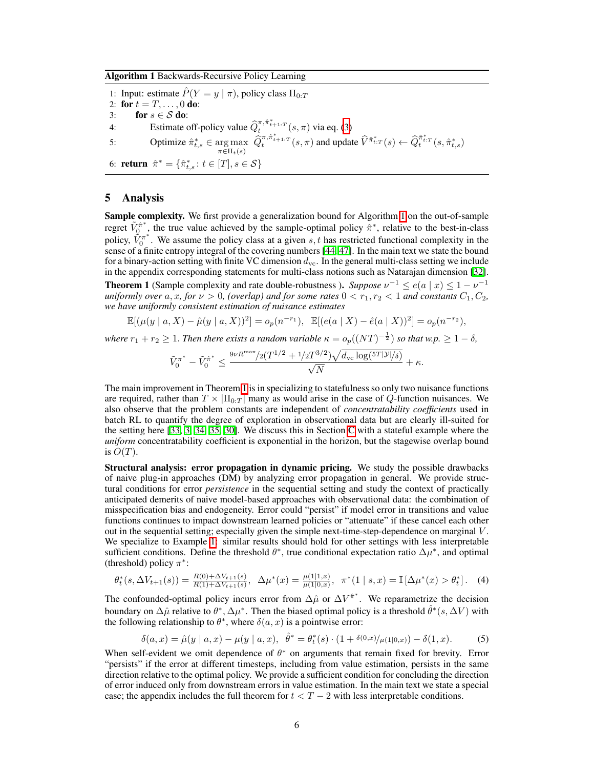**Algorithm 1** Backwards-Recursive Policy Learning

1: Input: estimate $\hat{P}(Y = y \mid \pi)$, policy class $\Pi_{0:T}$
2: **for** $t = T, \ldots, 0$ **do**:
3: &nbsp;&nbsp;&nbsp;&nbsp;**for** $s \in \mathcal{S}$ **do**:
4: &nbsp;&nbsp;&nbsp;&nbsp;&nbsp;&nbsp;&nbsp;&nbsp;Estimate off-policy value $\widehat{Q}_t^{\pi, \hat{\pi}^*_{t+1:T}}(s, \pi)$ via eq. (3)
5: &nbsp;&nbsp;&nbsp;&nbsp;&nbsp;&nbsp;&nbsp;&nbsp;Optimize $\hat{\pi}^*_{t,s} \in \arg\max_{\pi \in \Pi_t(s)} \widehat{Q}_t^{\pi, \hat{\pi}^*_{t+1:T}}(s, \pi)$ and update $\widehat{V}^{\hat{\pi}^*_{t:T}}(s) \leftarrow \widehat{Q}_t^{\hat{\pi}^*_{t:T}}(s, \hat{\pi}^*_{t,s})$
6: **return** $\hat{\pi}^* = \{\hat{\pi}^*_{t,s} \colon t \in [T], s \in \mathcal{S}\}$

## 5 Analysis

**Sample complexity.** We first provide a generalization bound for Algorithm 1 on the out-of-sample regret $\tilde{V}_0^{\hat{\pi}^*}$, the true value achieved by the sample-optimal policy $\hat{\pi}^*$, relative to the best-in-class policy, $\tilde{V}_0^{\pi^*}$. We assume the policy class at a given $s, t$ has restricted functional complexity in the sense of a finite entropy integral of the covering numbers [44, 47]. In the main text we state the bound for a binary-action setting with finite VC dimension $d_{\text{vc}}$. In the general multi-class setting we include in the appendix corresponding statements for multi-class notions such as Natarajan dimension [32].

**Theorem 1** (Sample complexity and rate double-robustness ). *Suppose $\nu^{-1} \leq e(a \mid x) \leq 1 - \nu^{-1}$ uniformly over $a, x$, for $\nu > 0$, (overlap) and for some rates $0 < r_1, r_2 < 1$ and constants $C_1, C_2$, we have uniformly consistent estimation of nuisance estimates*

$$\mathbb{E}[(\mu(y \mid a, X) - \hat{\mu}(y \mid a, X))^2] = o_p(n^{-r_1}), \;\; \mathbb{E}[(e(a \mid X) - \hat{e}(a \mid X))^2] = o_p(n^{-r_2}),$$

*where $r_1 + r_2 \geq 1$. Then there exists a random variable $\kappa = o_p((NT)^{-\frac{1}{2}})$ so that w.p. $\geq 1 - \delta$,*

$$\tilde{V}_0^{\pi^*} - \tilde{V}_0^{\hat{\pi}^*} \leq \frac{{}^{9\nu R^{\max}}/_{2}(T^{1/2} + {}^{1}/_{2}T^{3/2})\sqrt{d_{\text{vc}} \log({}^{5T|\mathcal{Y}|}/_{\delta})}}{\sqrt{N}} + \kappa.$$

The main improvement in Theorem 1 is in specializing to statefulness so only two nuisance functions are required, rather than $T \times |\Pi_{0:T}|$ many as would arise in the case of $Q$-function nuisances. We also observe that the problem constants are independent of *concentratability coefficients* used in batch RL to quantify the degree of exploration in observational data but are clearly ill-suited for the setting here [33, 3, 34, 35, 30]. We discuss this in Section C with a stateful example where the *uniform* concentratability coefficient is exponential in the horizon, but the stagewise overlap bound is $O(T)$.

**Structural analysis: error propagation in dynamic pricing.** We study the possible drawbacks of naive plug-in approaches (DM) by analyzing error propagation in general. We provide structural conditions for error *persistence* in the sequential setting and study the context of practically anticipated demerits of naive model-based approaches with observational data: the combination of misspecification bias and endogeneity. Error could "persist" if model error in transitions and value functions continues to impact downstream learned policies or "attenuate" if these cancel each other out in the sequential setting; especially given the simple next-time-step-dependence on marginal $V$. We specialize to Example 1: similar results should hold for other settings with less interpretable sufficient conditions. Define the threshold $\theta^*$, true conditional expectation ratio $\Delta\mu^*$, and optimal (threshold) policy $\pi^*$:

$$\theta^*_t(s, \Delta V_{t+1}(s)) = \tfrac{R(0) + \Delta V_{t+1}(s)}{R(1) + \Delta V_{t+1}(s)}, \;\; \Delta\mu^*(x) = \tfrac{\mu(1|1,x)}{\mu(1|0,x)}, \;\; \pi^*(1 \mid s, x) = \mathbb{I}\left[\Delta\mu^*(x) > \theta^*_t\right]. \quad (4)$$

The confounded-optimal policy incurs error from $\Delta\hat{\mu}$ or $\Delta V^{\hat{\pi}^*}$. We reparametrize the decision boundary on $\Delta\hat{\mu}$ relative to $\theta^*, \Delta\mu^*$. Then the biased optimal policy is a threshold $\hat{\theta}^*(s, \Delta V)$ with the following relationship to $\theta^*$, where $\delta(a, x)$ is a pointwise error:

$$\delta(a, x) = \hat{\mu}(y \mid a, x) - \mu(y \mid a, x), \;\; \hat{\theta}^* = \theta^*_t(s) \cdot (1 + {}^{\delta(0,x)}/_{\mu(1|0,x)}) - \delta(1, x). \quad (5)$$

When self-evident we omit dependence of $\theta^*$ on arguments that remain fixed for brevity. Error "persists" if the error at different timesteps, including from value estimation, persists in the same direction relative to the optimal policy. We provide a sufficient condition for concluding the direction of error induced only from downstream errors in value estimation. In the main text we state a special case; the appendix includes the full theorem for $t < T - 2$ with less interpretable conditions.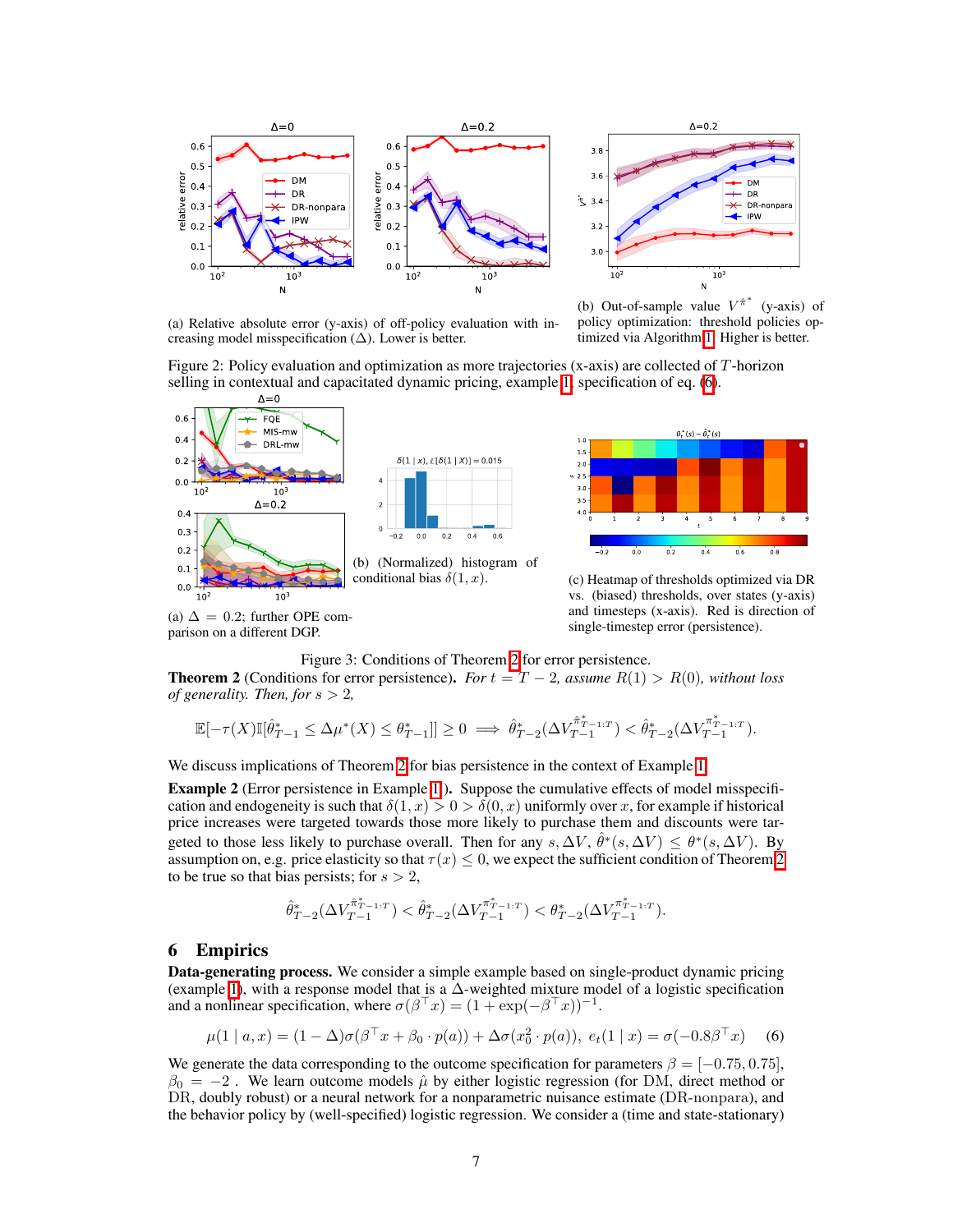(a) Relative absolute error (y-axis) of off-policy evaluation with increasing model misspecification ($\Delta$). Lower is better.

(b) Out-of-sample value $V^{\hat{\pi}^*}$ (y-axis) of policy optimization: threshold policies optimized via Algorithm 1. Higher is better.

Figure 2: Policy evaluation and optimization as more trajectories (x-axis) are collected of $T$-horizon selling in contextual and capacitated dynamic pricing, example 1, specification of eq. (6).

(a) $\Delta = 0.2$; further OPE comparison on a different DGP.

(b) (Normalized) histogram of conditional bias $\delta(1, x)$.

(c) Heatmap of thresholds optimized via DR vs. (biased) thresholds, over states (y-axis) and timesteps (x-axis). Red is direction of single-timestep error (persistence).

Figure 3: Conditions of Theorem 2 for error persistence.

**Theorem 2** (Conditions for error persistence). *For $t = T-2$, assume $R(1) > R(0)$, without loss of generality. Then, for $s > 2$,*

$$\mathbb{E}[-\tau(X)\mathbb{I}[\hat{\theta}^*_{T-1} \leq \Delta\mu^*(X) \leq \theta^*_{T-1}]] \geq 0 \implies \hat{\theta}^*_{T-2}(\Delta V^{\hat{\pi}^*_{T-1:T}}_{T-1}) < \hat{\theta}^*_{T-2}(\Delta V^{\pi^*_{T-1:T}}_{T-1}).$$

We discuss implications of Theorem 2 for bias persistence in the context of Example 1.

**Example 2** (Error persistence in Example 1). Suppose the cumulative effects of model misspecification and endogeneity is such that $\delta(1, x) > 0 > \delta(0, x)$ uniformly over $x$, for example if historical price increases were targeted towards those more likely to purchase them and discounts were targeted to those less likely to purchase overall. Then for any $s, \Delta V$, $\hat{\theta}^*(s, \Delta V) \leq \theta^*(s, \Delta V)$. By assumption on, e.g. price elasticity so that $\tau(x) \leq 0$, we expect the sufficient condition of Theorem 2 to be true so that bias persists; for $s > 2$,

$$\hat{\theta}^*_{T-2}(\Delta V^{\hat{\pi}^*_{T-1:T}}_{T-1}) < \hat{\theta}^*_{T-2}(\Delta V^{\pi^*_{T-1:T}}_{T-1}) < \theta^*_{T-2}(\Delta V^{\pi^*_{T-1:T}}_{T-1}).$$

## 6 Empirics

**Data-generating process.** We consider a simple example based on single-product dynamic pricing (example 1), with a response model that is a $\Delta$-weighted mixture model of a logistic specification and a nonlinear specification, where $\sigma(\beta^\top x) = (1 + \exp(-\beta^\top x))^{-1}$.

$$\mu(1 \mid a, x) = (1-\Delta)\sigma(\beta^\top x + \beta_0 \cdot p(a)) + \Delta\sigma(x_0^2 \cdot p(a)), \; e_t(1 \mid x) = \sigma(-0.8\beta^\top x) \quad (6)$$

We generate the data corresponding to the outcome specification for parameters $\beta = [-0.75, 0.75]$, $\beta_0 = -2$ . We learn outcome models $\hat{\mu}$ by either logistic regression (for DM, direct method or DR, doubly robust) or a neural network for a nonparametric nuisance estimate (DR-nonpara), and the behavior policy by (well-specified) logistic regression. We consider a (time and state-stationary)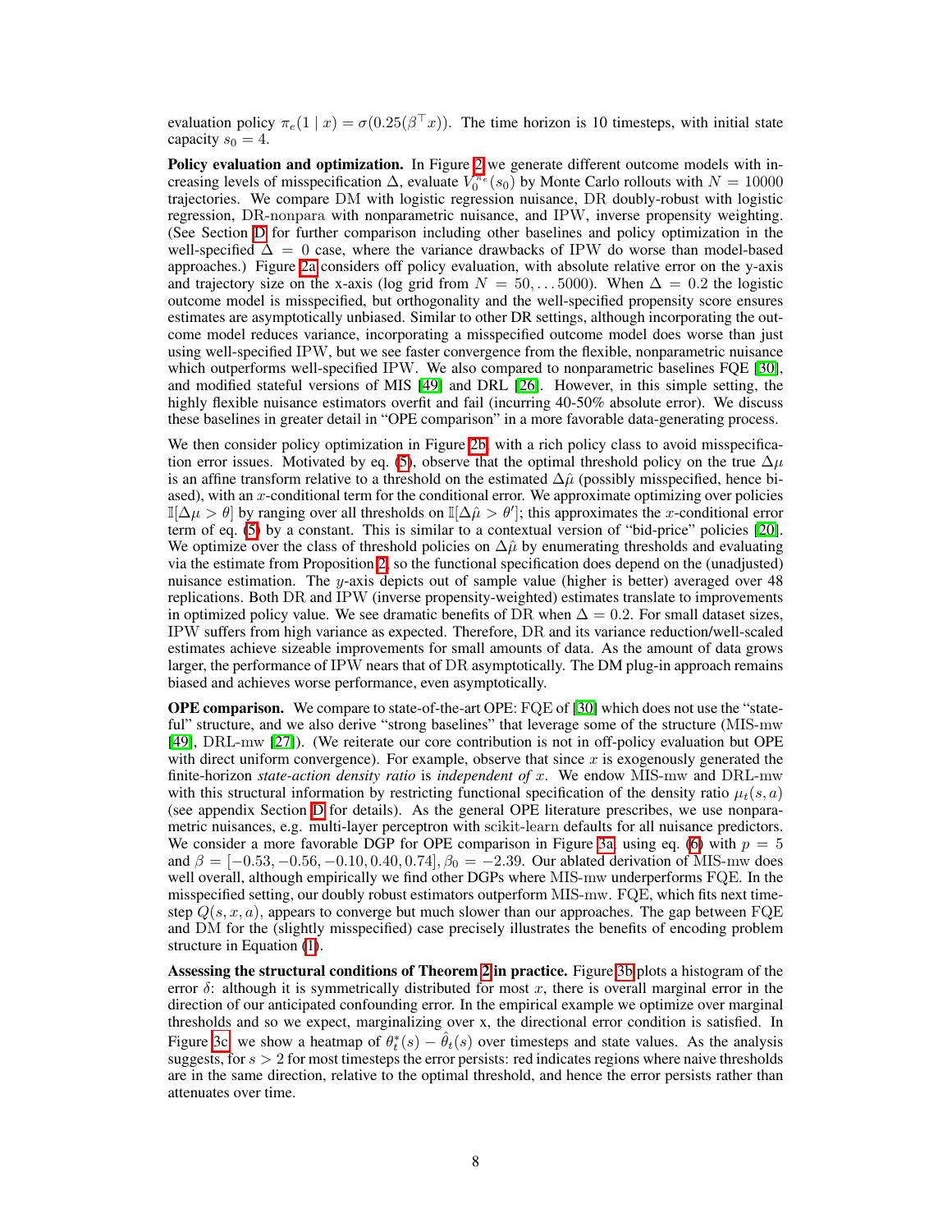evaluation policy $\pi_e(1 \mid x) = \sigma(0.25(\beta^\top x))$. The time horizon is 10 timesteps, with initial state capacity $s_0 = 4$.

**Policy evaluation and optimization.** In Figure 2 we generate different outcome models with increasing levels of misspecification $\Delta$, evaluate $V_0^{\pi_e}(s_0)$ by Monte Carlo rollouts with $N = 10000$ trajectories. We compare DM with logistic regression nuisance, DR doubly-robust with logistic regression, DR-nonpara with nonparametric nuisance, and IPW, inverse propensity weighting. (See Section D for further comparison including other baselines and policy optimization in the well-specified $\Delta = 0$ case, where the variance drawbacks of IPW do worse than model-based approaches.) Figure 2a considers off policy evaluation, with absolute relative error on the y-axis and trajectory size on the x-axis (log grid from $N = 50, \ldots 5000$). When $\Delta = 0.2$ the logistic outcome model is misspecified, but orthogonality and the well-specified propensity score ensures estimates are asymptotically unbiased. Similar to other DR settings, although incorporating the outcome model reduces variance, incorporating a misspecified outcome model does worse than just using well-specified IPW, but we see faster convergence from the flexible, nonparametric nuisance which outperforms well-specified IPW. We also compared to nonparametric baselines FQE [30], and modified stateful versions of MIS [49] and DRL [26]. However, in this simple setting, the highly flexible nuisance estimators overfit and fail (incurring 40-50% absolute error). We discuss these baselines in greater detail in "OPE comparison" in a more favorable data-generating process.

We then consider policy optimization in Figure 2b, with a rich policy class to avoid misspecification error issues. Motivated by eq. (5), observe that the optimal threshold policy on the true $\Delta\mu$ is an affine transform relative to a threshold on the estimated $\Delta\hat{\mu}$ (possibly misspecified, hence biased), with an $x$-conditional term for the conditional error. We approximate optimizing over policies $\mathbb{I}[\Delta\mu > \theta]$ by ranging over all thresholds on $\mathbb{I}[\Delta\hat{\mu} > \theta']$; this approximates the $x$-conditional error term of eq. (5) by a constant. This is similar to a contextual version of "bid-price" policies [20]. We optimize over the class of threshold policies on $\Delta\hat{\mu}$ by enumerating thresholds and evaluating via the estimate from Proposition 2, so the functional specification does depend on the (unadjusted) nuisance estimation. The $y$-axis depicts out of sample value (higher is better) averaged over 48 replications. Both DR and IPW (inverse propensity-weighted) estimates translate to improvements in optimized policy value. We see dramatic benefits of DR when $\Delta = 0.2$. For small dataset sizes, IPW suffers from high variance as expected. Therefore, DR and its variance reduction/well-scaled estimates achieve sizeable improvements for small amounts of data. As the amount of data grows larger, the performance of IPW nears that of DR asymptotically. The DM plug-in approach remains biased and achieves worse performance, even asymptotically.

**OPE comparison.** We compare to state-of-the-art OPE: FQE of [30] which does not use the "stateful" structure, and we also derive "strong baselines" that leverage some of the structure (MIS-mw [49], DRL-mw [27]). (We reiterate our core contribution is not in off-policy evaluation but OPE with direct uniform convergence). For example, observe that since $x$ is exogenously generated the finite-horizon *state-action density ratio* is *independent of* $x$. We endow MIS-mw and DRL-mw with this structural information by restricting functional specification of the density ratio $\mu_t(s, a)$ (see appendix Section D for details). As the general OPE literature prescribes, we use nonparametric nuisances, e.g. multi-layer perceptron with scikit-learn defaults for all nuisance predictors. We consider a more favorable DGP for OPE comparison in Figure 3a, using eq. (6) with $p = 5$ and $\beta = [-0.53, -0.56, -0.10, 0.40, 0.74], \beta_0 = -2.39$. Our ablated derivation of MIS-mw does well overall, although empirically we find other DGPs where MIS-mw underperforms FQE. In the misspecified setting, our doubly robust estimators outperform MIS-mw. FQE, which fits next timestep $Q(s, x, a)$, appears to converge but much slower than our approaches. The gap between FQE and DM for the (slightly misspecified) case precisely illustrates the benefits of encoding problem structure in Equation (1).

**Assessing the structural conditions of Theorem 2 in practice.** Figure 3b plots a histogram of the error $\delta$: although it is symmetrically distributed for most $x$, there is overall marginal error in the direction of our anticipated confounding error. In the empirical example we optimize over marginal thresholds and so we expect, marginalizing over x, the directional error condition is satisfied. In Figure 3c, we show a heatmap of $\theta_t^*(s) - \hat{\theta}_t(s)$ over timesteps and state values. As the analysis suggests, for $s > 2$ for most timesteps the error persists: red indicates regions where naive thresholds are in the same direction, relative to the optimal threshold, and hence the error persists rather than attenuates over time.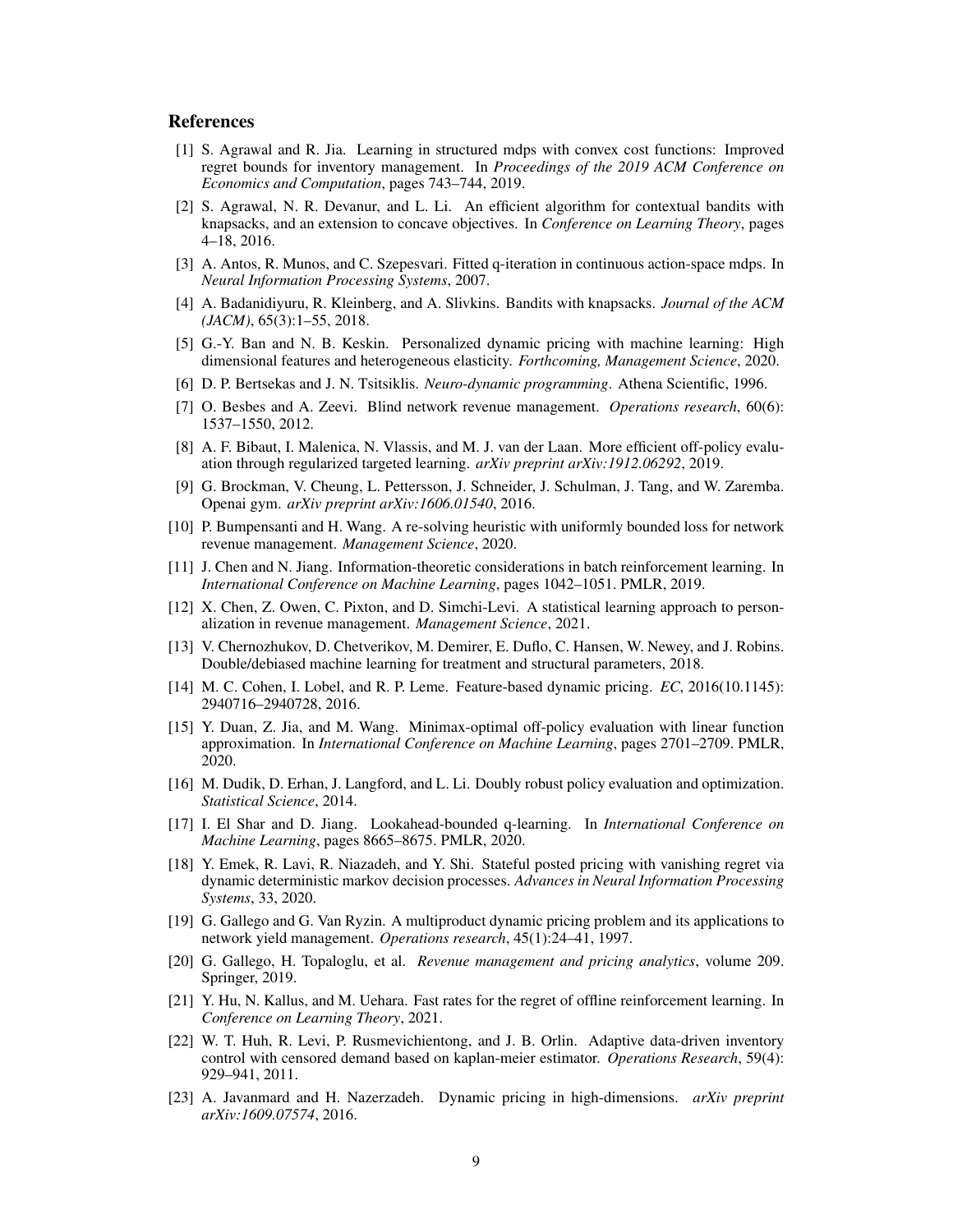## References

[1] S. Agrawal and R. Jia. Learning in structured mdps with convex cost functions: Improved regret bounds for inventory management. In *Proceedings of the 2019 ACM Conference on Economics and Computation*, pages 743–744, 2019.

[2] S. Agrawal, N. R. Devanur, and L. Li. An efficient algorithm for contextual bandits with knapsacks, and an extension to concave objectives. In *Conference on Learning Theory*, pages 4–18, 2016.

[3] A. Antos, R. Munos, and C. Szepesvari. Fitted q-iteration in continuous action-space mdps. In *Neural Information Processing Systems*, 2007.

[4] A. Badanidiyuru, R. Kleinberg, and A. Slivkins. Bandits with knapsacks. *Journal of the ACM (JACM)*, 65(3):1–55, 2018.

[5] G.-Y. Ban and N. B. Keskin. Personalized dynamic pricing with machine learning: High dimensional features and heterogeneous elasticity. *Forthcoming, Management Science*, 2020.

[6] D. P. Bertsekas and J. N. Tsitsiklis. *Neuro-dynamic programming*. Athena Scientific, 1996.

[7] O. Besbes and A. Zeevi. Blind network revenue management. *Operations research*, 60(6): 1537–1550, 2012.

[8] A. F. Bibaut, I. Malenica, N. Vlassis, and M. J. van der Laan. More efficient off-policy evaluation through regularized targeted learning. *arXiv preprint arXiv:1912.06292*, 2019.

[9] G. Brockman, V. Cheung, L. Pettersson, J. Schneider, J. Schulman, J. Tang, and W. Zaremba. Openai gym. *arXiv preprint arXiv:1606.01540*, 2016.

[10] P. Bumpensanti and H. Wang. A re-solving heuristic with uniformly bounded loss for network revenue management. *Management Science*, 2020.

[11] J. Chen and N. Jiang. Information-theoretic considerations in batch reinforcement learning. In *International Conference on Machine Learning*, pages 1042–1051. PMLR, 2019.

[12] X. Chen, Z. Owen, C. Pixton, and D. Simchi-Levi. A statistical learning approach to personalization in revenue management. *Management Science*, 2021.

[13] V. Chernozhukov, D. Chetverikov, M. Demirer, E. Duflo, C. Hansen, W. Newey, and J. Robins. Double/debiased machine learning for treatment and structural parameters, 2018.

[14] M. C. Cohen, I. Lobel, and R. P. Leme. Feature-based dynamic pricing. *EC*, 2016(10.1145): 2940716–2940728, 2016.

[15] Y. Duan, Z. Jia, and M. Wang. Minimax-optimal off-policy evaluation with linear function approximation. In *International Conference on Machine Learning*, pages 2701–2709. PMLR, 2020.

[16] M. Dudik, D. Erhan, J. Langford, and L. Li. Doubly robust policy evaluation and optimization. *Statistical Science*, 2014.

[17] I. El Shar and D. Jiang. Lookahead-bounded q-learning. In *International Conference on Machine Learning*, pages 8665–8675. PMLR, 2020.

[18] Y. Emek, R. Lavi, R. Niazadeh, and Y. Shi. Stateful posted pricing with vanishing regret via dynamic deterministic markov decision processes. *Advances in Neural Information Processing Systems*, 33, 2020.

[19] G. Gallego and G. Van Ryzin. A multiproduct dynamic pricing problem and its applications to network yield management. *Operations research*, 45(1):24–41, 1997.

[20] G. Gallego, H. Topaloglu, et al. *Revenue management and pricing analytics*, volume 209. Springer, 2019.

[21] Y. Hu, N. Kallus, and M. Uehara. Fast rates for the regret of offline reinforcement learning. In *Conference on Learning Theory*, 2021.

[22] W. T. Huh, R. Levi, P. Rusmevichientong, and J. B. Orlin. Adaptive data-driven inventory control with censored demand based on kaplan-meier estimator. *Operations Research*, 59(4): 929–941, 2011.

[23] A. Javanmard and H. Nazerzadeh. Dynamic pricing in high-dimensions. *arXiv preprint arXiv:1609.07574*, 2016.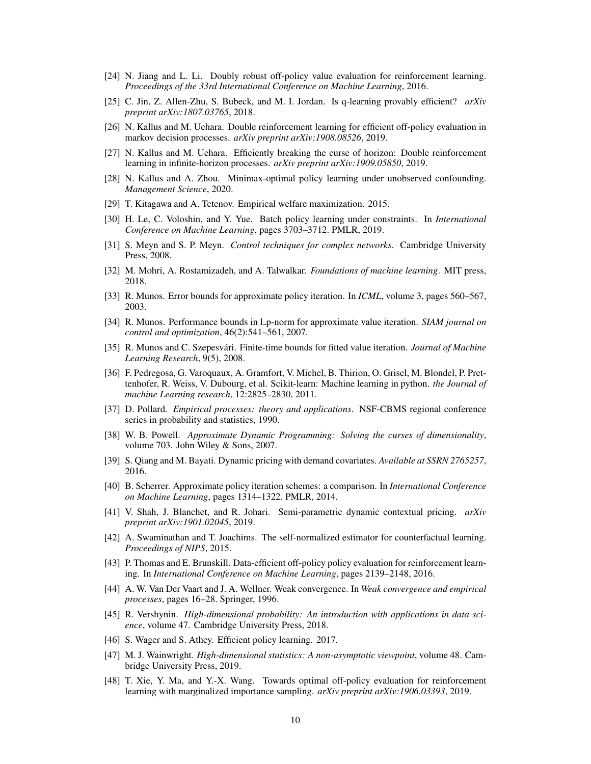[24] N. Jiang and L. Li. Doubly robust off-policy value evaluation for reinforcement learning. *Proceedings of the 33rd International Conference on Machine Learning*, 2016.

[25] C. Jin, Z. Allen-Zhu, S. Bubeck, and M. I. Jordan. Is q-learning provably efficient? *arXiv preprint arXiv:1807.03765*, 2018.

[26] N. Kallus and M. Uehara. Double reinforcement learning for efficient off-policy evaluation in markov decision processes. *arXiv preprint arXiv:1908.08526*, 2019.

[27] N. Kallus and M. Uehara. Efficiently breaking the curse of horizon: Double reinforcement learning in infinite-horizon processes. *arXiv preprint arXiv:1909.05850*, 2019.

[28] N. Kallus and A. Zhou. Minimax-optimal policy learning under unobserved confounding. *Management Science*, 2020.

[29] T. Kitagawa and A. Tetenov. Empirical welfare maximization. 2015.

[30] H. Le, C. Voloshin, and Y. Yue. Batch policy learning under constraints. In *International Conference on Machine Learning*, pages 3703–3712. PMLR, 2019.

[31] S. Meyn and S. P. Meyn. *Control techniques for complex networks*. Cambridge University Press, 2008.

[32] M. Mohri, A. Rostamizadeh, and A. Talwalkar. *Foundations of machine learning*. MIT press, 2018.

[33] R. Munos. Error bounds for approximate policy iteration. In *ICML*, volume 3, pages 560–567, 2003.

[34] R. Munos. Performance bounds in l_p-norm for approximate value iteration. *SIAM journal on control and optimization*, 46(2):541–561, 2007.

[35] R. Munos and C. Szepesvári. Finite-time bounds for fitted value iteration. *Journal of Machine Learning Research*, 9(5), 2008.

[36] F. Pedregosa, G. Varoquaux, A. Gramfort, V. Michel, B. Thirion, O. Grisel, M. Blondel, P. Prettenhofer, R. Weiss, V. Dubourg, et al. Scikit-learn: Machine learning in python. *the Journal of machine Learning research*, 12:2825–2830, 2011.

[37] D. Pollard. *Empirical processes: theory and applications*. NSF-CBMS regional conference series in probability and statistics, 1990.

[38] W. B. Powell. *Approximate Dynamic Programming: Solving the curses of dimensionality*, volume 703. John Wiley & Sons, 2007.

[39] S. Qiang and M. Bayati. Dynamic pricing with demand covariates. *Available at SSRN 2765257*, 2016.

[40] B. Scherrer. Approximate policy iteration schemes: a comparison. In *International Conference on Machine Learning*, pages 1314–1322. PMLR, 2014.

[41] V. Shah, J. Blanchet, and R. Johari. Semi-parametric dynamic contextual pricing. *arXiv preprint arXiv:1901.02045*, 2019.

[42] A. Swaminathan and T. Joachims. The self-normalized estimator for counterfactual learning. *Proceedings of NIPS*, 2015.

[43] P. Thomas and E. Brunskill. Data-efficient off-policy policy evaluation for reinforcement learning. In *International Conference on Machine Learning*, pages 2139–2148, 2016.

[44] A. W. Van Der Vaart and J. A. Wellner. Weak convergence. In *Weak convergence and empirical processes*, pages 16–28. Springer, 1996.

[45] R. Vershynin. *High-dimensional probability: An introduction with applications in data science*, volume 47. Cambridge University Press, 2018.

[46] S. Wager and S. Athey. Efficient policy learning. 2017.

[47] M. J. Wainwright. *High-dimensional statistics: A non-asymptotic viewpoint*, volume 48. Cambridge University Press, 2019.

[48] T. Xie, Y. Ma, and Y.-X. Wang. Towards optimal off-policy evaluation for reinforcement learning with marginalized importance sampling. *arXiv preprint arXiv:1906.03393*, 2019.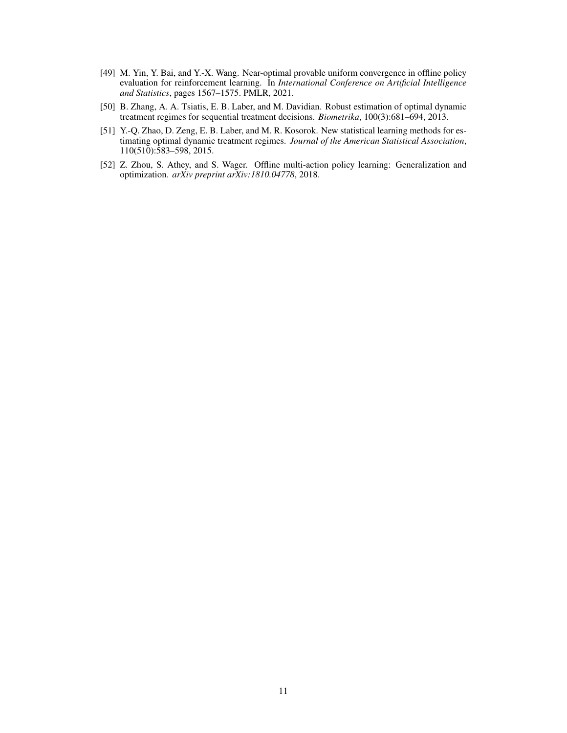[49] M. Yin, Y. Bai, and Y.-X. Wang. Near-optimal provable uniform convergence in offline policy evaluation for reinforcement learning. In *International Conference on Artificial Intelligence and Statistics*, pages 1567–1575. PMLR, 2021.

[50] B. Zhang, A. A. Tsiatis, E. B. Laber, and M. Davidian. Robust estimation of optimal dynamic treatment regimes for sequential treatment decisions. *Biometrika*, 100(3):681–694, 2013.

[51] Y.-Q. Zhao, D. Zeng, E. B. Laber, and M. R. Kosorok. New statistical learning methods for estimating optimal dynamic treatment regimes. *Journal of the American Statistical Association*, 110(510):583–598, 2015.

[52] Z. Zhou, S. Athey, and S. Wager. Offline multi-action policy learning: Generalization and optimization. *arXiv preprint arXiv:1810.04778*, 2018.